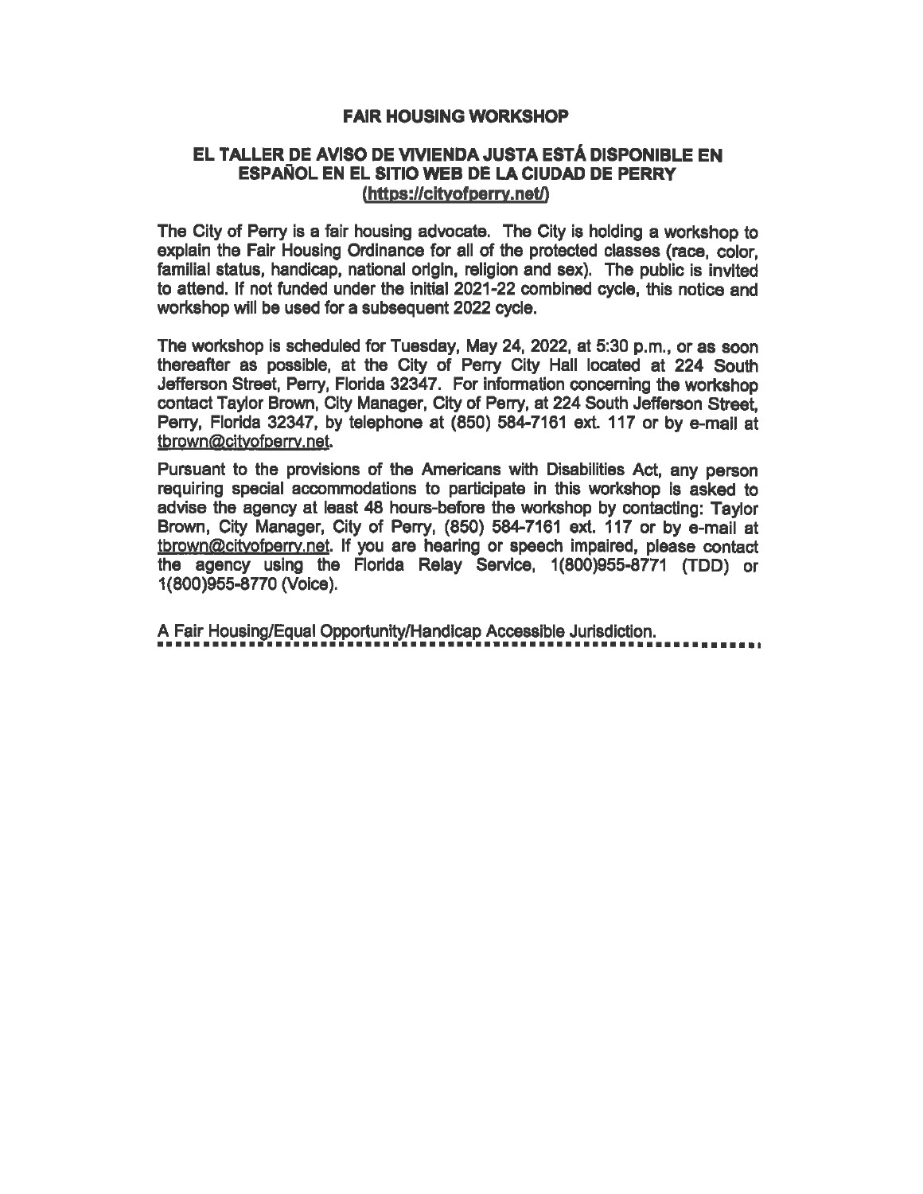# FAIR HOUSING WORKSHOP

## EL TALLER DE AVISO DE VIVIENDA JUSTA ESTÁ DISPONIBLE EN ESPAÑOL EN EL SITIO WEB DE LA CIUDAD DE PERRY (https://cityofperry.net/)

The City of Perry is a fair housing advocate. The City is holding a workshop to explain the Fair Housing Ordinance for all of the protected classes (race, color, familial status, handicap, national origin, religion and sex). The public is invited to attend. If not funded under the initial 2021-22 combined cycle, this notice and workshop will be used for a subsequent 2022 cycle.

The workshop is scheduled for Tuesday, May 24, 2022, at 5:30 p.m., or as soon thereafter as possible, at the City of Perry City Hall located at 224 South Jefferson Street, Perry, Florida 32347. For information concerning the workshop contact Taylor Brown, City Manager, City of Perry, at 224 South Jefferson Street, Perry, Florida 32347, by telephone at (850) 584-7161 ext. 117 or by e-mail at tbrown@cityofperry.net.

Pursuant to the provisions of the Americans with Disabilities Act, any person requiring special accommodations to participate in this workshop is asked to advise the agency at least 48 hours-before the workshop by contacting: Taylor Brown, City Manager, City of Perry, (850) 584-7161 ext. 117 or by e-mail at tbrown@cityofperry.net. If you are hearing or speech impaired, please contact the agency using the Florida Relay Service, 1(800)955-8771 (TDD) or 1(800)955-8770 (Voice).

A Fair Housing/Equal Opportunity/Handicap Accessible Jurisdiction.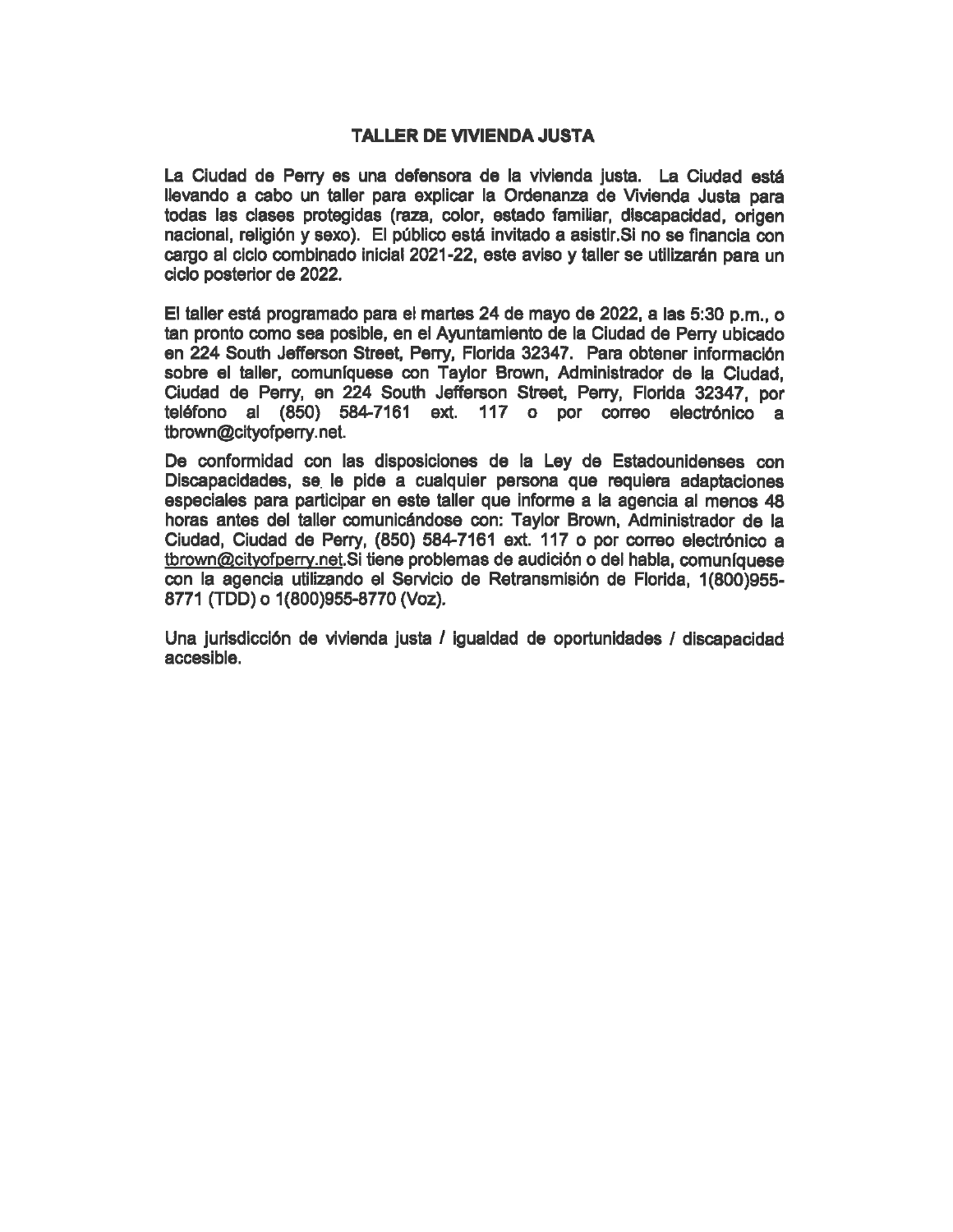# TALLER DE VIVIENDA JUSTA

La Ciudad de Perry es una defensora de la vivienda justa. La Ciudad está llevando a cabo un taller para explicar la Ordenanza de Vivienda Justa para todas las clases protegidas (raza, color, estado familiar, discapacidad, origen nacional, religión y sexo). El público está invitado a asistir.Si no se financia con cargo al ciclo combinado inicial 2021-22, este aviso y taller se utilizarán para un ciclo posterior de 2022.

El taller está programado para el martes 24 de mayo de 2022, a las 5:30 p.m., o tan pronto como sea posible, en el Ayuntamiento de la Ciudad de Perry ubicado en 224 South Jefferson Street, Perry, Florida 32347. Para obtener información sobre el taller, comuníquese con Taylor Brown, Administrador de la Ciudad, Ciudad de Perry, en 224 South Jefferson Street, Perry, Florida 32347, por teléfono al (850) 584-7161 ext. 117 o por correo electrónico a tbrown@cityofperry.net.

De conformidad con las disposiciones de la Ley de Estadounidenses con Discapacidades, se le pide a cualquier persona que requiera adaptaciones especiales para participar en este taller que informe a la agencia al menos 48 horas antes del taller comunicándose con: Taylor Brown, Administrador de la Ciudad, Ciudad de Perry, (850) 584-7161 ext. 117 o por correo electrónico a tbrown@cityofperry.net.Si tiene problemas de audición o del habla, comuníquese con la agencia utilizando el Servicio de Retransmisión de Florida, 1(800)955-8771 (TDD) o 1(800)955-8770 (Voz).

Una jurisdicción de vivienda justa / igualdad de oportunidades / discapacidad accesible.